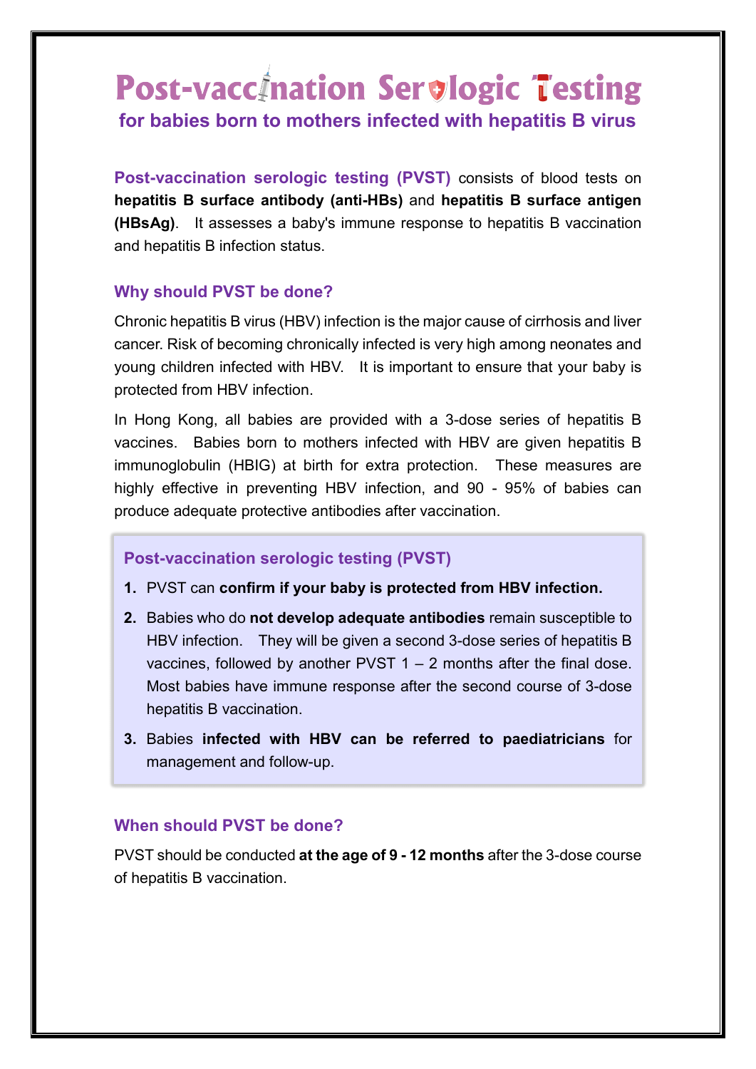# Post-vaccination Serologic Testing

## for babies born to mothers infected with hepatitis B virus

**Post-vaccination serologic testing (PVST)** consists of blood tests on **hepatitis B surface antibody (anti-HBs)** and **hepatitis B surface antigen (HBsAg)**. It assesses a baby's immune response to hepatitis B vaccination and hepatitis B infection status.

### Why should PVST be done?

Chronic hepatitis B virus (HBV) infection is the major cause of cirrhosis and liver cancer. Risk of becoming chronically infected is very high among neonates and young children infected with HBV. It is important to ensure that your baby is protected from HBV infection.

In Hong Kong, all babies are provided with a 3-dose series of hepatitis B vaccines. Babies born to mothers infected with HBV are given hepatitis B immunoglobulin (HBIG) at birth for extra protection. These measures are highly effective in preventing HBV infection, and 90 - 95% of babies can produce adequate protective antibodies after vaccination.

### Post-vaccination serologic testing (PVST)

1. PVST can **confirm if your baby is protected from HBV infection.**
2. Babies who do **not develop adequate antibodies** remain susceptible to HBV infection. They will be given a second 3-dose series of hepatitis B vaccines, followed by another PVST 1 – 2 months after the final dose. Most babies have immune response after the second course of 3-dose hepatitis B vaccination.
3. Babies **infected with HBV can be referred to paediatricians** for management and follow-up.

### When should PVST be done?

PVST should be conducted **at the age of 9 - 12 months** after the 3-dose course of hepatitis B vaccination.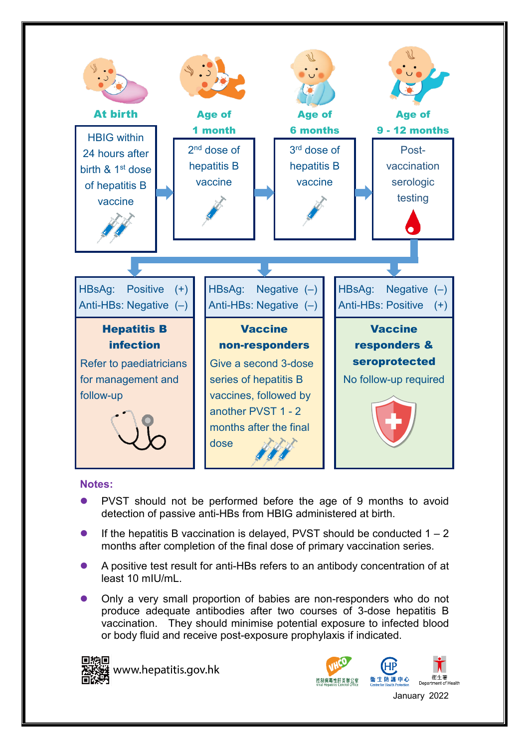**At birth**

HBIG within 24 hours after birth & 1st dose of hepatitis B vaccine

→

**Age of 1 month**

2nd dose of hepatitis B vaccine

→

**Age of 6 months**

3rd dose of hepatitis B vaccine

→

**Age of 9 - 12 months**

Post-vaccination serologic testing

| HBsAg: Positive (+)<br>Anti-HBs: Negative (–) | HBsAg: Negative (–)<br>Anti-HBs: Negative (–) | HBsAg: Negative (–)<br>Anti-HBs: Positive (+) |
|---|---|---|
| **Hepatitis B infection**<br>Refer to paediatricians for management and follow-up | **Vaccine non-responders**<br>Give a second 3-dose series of hepatitis B vaccines, followed by another PVST 1 - 2 months after the final dose | **Vaccine responders & seroprotected**<br>No follow-up required |

**Notes:**

- PVST should not be performed before the age of 9 months to avoid detection of passive anti-HBs from HBIG administered at birth.
- If the hepatitis B vaccination is delayed, PVST should be conducted 1 – 2 months after completion of the final dose of primary vaccination series.
- A positive test result for anti-HBs refers to an antibody concentration of at least 10 mIU/mL.
- Only a very small proportion of babies are non-responders who do not produce adequate antibodies after two courses of 3-dose hepatitis B vaccination. They should minimise potential exposure to infected blood or body fluid and receive post-exposure prophylaxis if indicated.

www.hepatitis.gov.hk

控制病毒性肝炎辦公室 Viral Hepatitis Control Office

衞生防護中心 Centre for Health Protection

衞生署 Department of Health

January 2022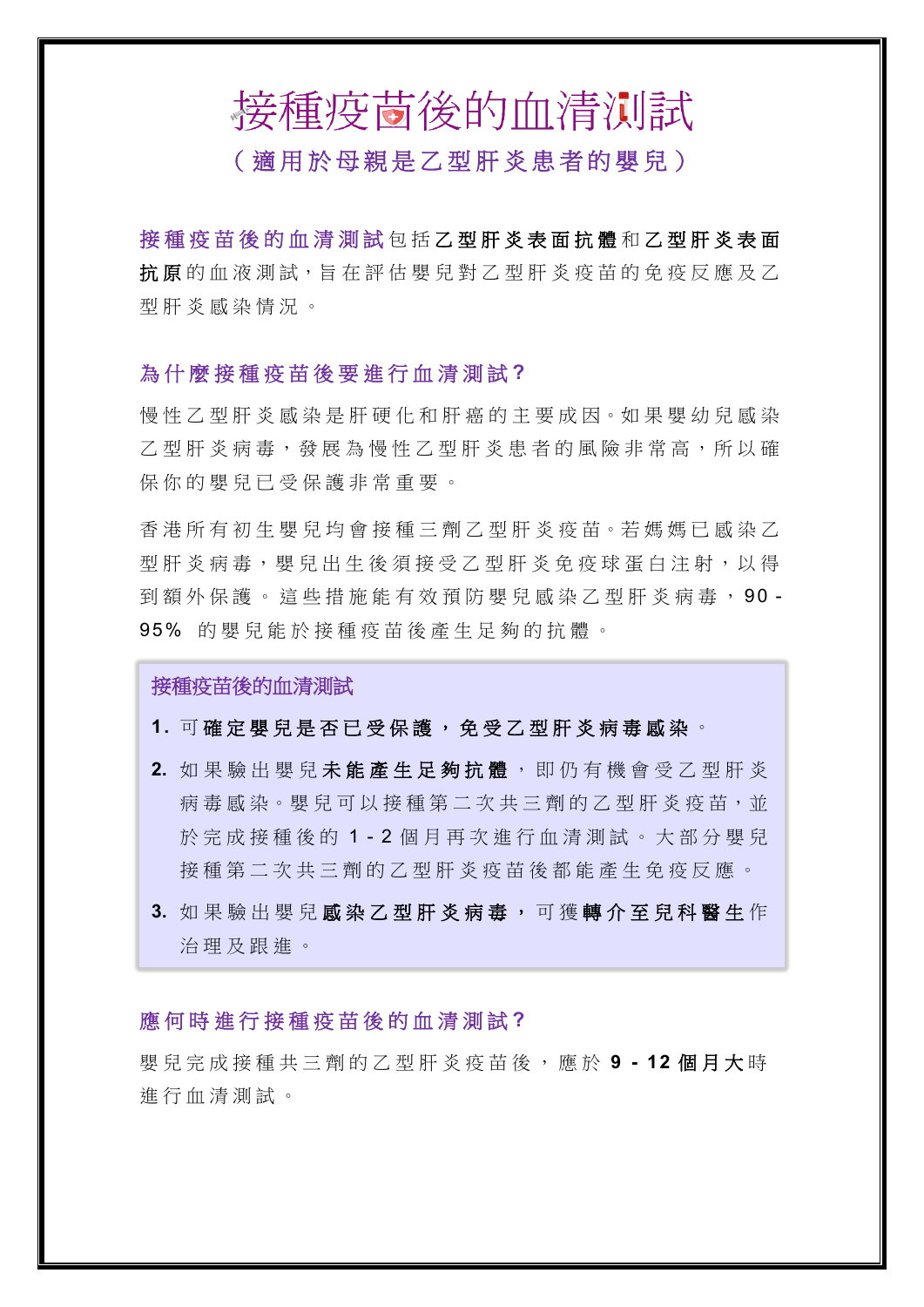# 接種疫苗後的血清測試

## （適用於母親是乙型肝炎患者的嬰兒）

**接種疫苗後的血清測試**包括**乙型肝炎表面抗體**和**乙型肝炎表面抗原**的血液測試，旨在評估嬰兒對乙型肝炎疫苗的免疫反應及乙型肝炎感染情況。

### 為什麼接種疫苗後要進行血清測試?

慢性乙型肝炎感染是肝硬化和肝癌的主要成因。如果嬰幼兒感染乙型肝炎病毒，發展為慢性乙型肝炎患者的風險非常高，所以確保你的嬰兒已受保護非常重要。

香港所有初生嬰兒均會接種三劑乙型肝炎疫苗。若媽媽已感染乙型肝炎病毒，嬰兒出生後須接受乙型肝炎免疫球蛋白注射，以得到額外保護。這些措施能有效預防嬰兒感染乙型肝炎病毒，90 - 95% 的嬰兒能於接種疫苗後產生足夠的抗體。

**接種疫苗後的血清測試**

1. 可**確定嬰兒是否已受保護，免受乙型肝炎病毒感染**。
2. 如果驗出嬰兒**未能產生足夠抗體**，即仍有機會受乙型肝炎病毒感染。嬰兒可以接種第二次共三劑的乙型肝炎疫苗，並於完成接種後的 1 - 2 個月再次進行血清測試。大部分嬰兒接種第二次共三劑的乙型肝炎疫苗後都能產生免疫反應。
3. 如果驗出嬰兒**感染乙型肝炎病毒**，可獲**轉介至兒科醫生**作治理及跟進。

### 應何時進行接種疫苗後的血清測試?

嬰兒完成接種共三劑的乙型肝炎疫苗後，應於 **9 - 12 個月大**時進行血清測試。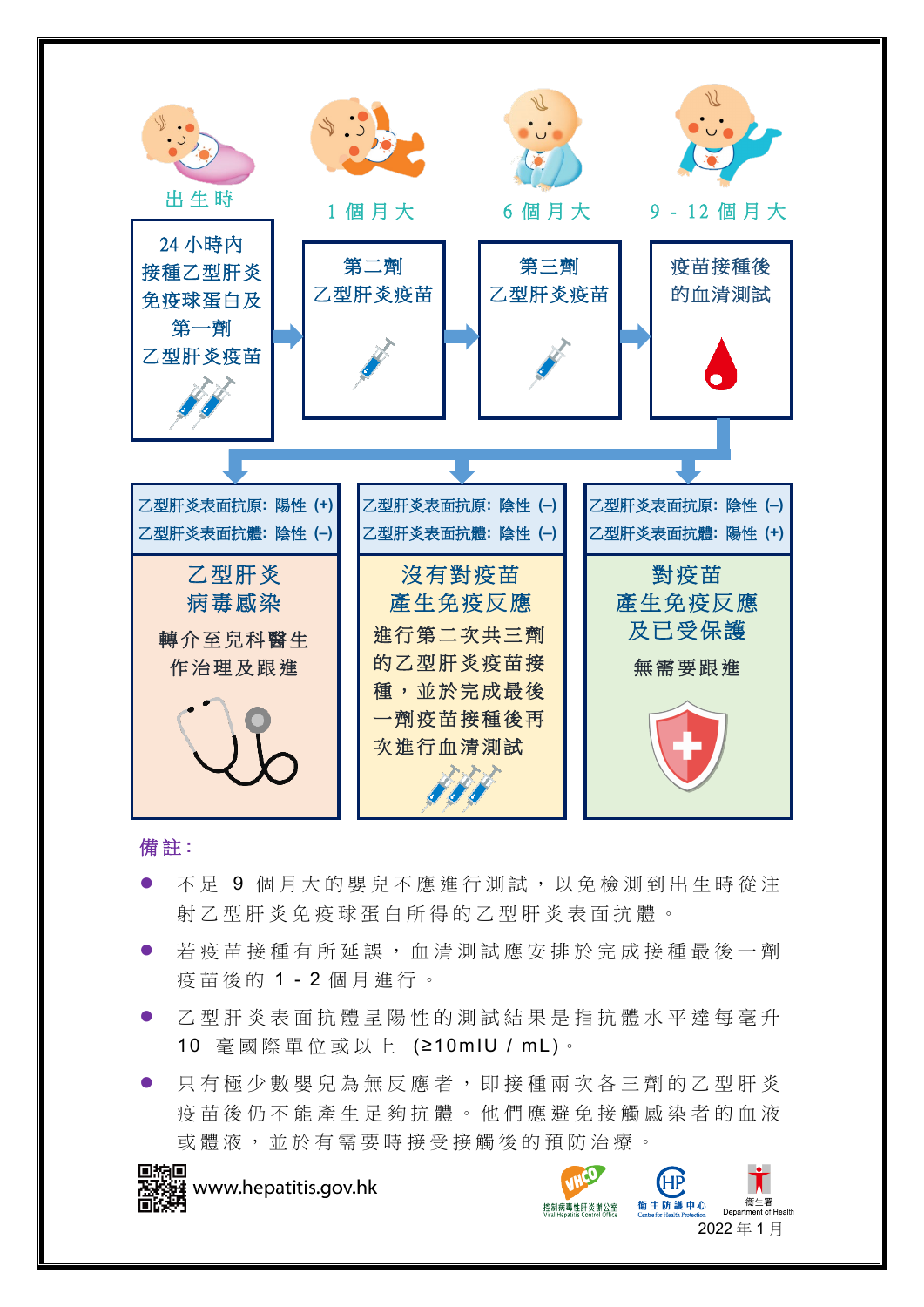出生時

24 小時內接種乙型肝炎免疫球蛋白及第一劑乙型肝炎疫苗

1 個月大

第二劑乙型肝炎疫苗

6 個月大

第三劑乙型肝炎疫苗

9 - 12 個月大

疫苗接種後的血清測試

| 乙型肝炎表面抗原: 陽性 (+)<br>乙型肝炎表面抗體: 陰性 (–) | 乙型肝炎表面抗原: 陰性 (–)<br>乙型肝炎表面抗體: 陰性 (–) | 乙型肝炎表面抗原: 陰性 (–)<br>乙型肝炎表面抗體: 陽性 (+) |
|---|---|---|
| **乙型肝炎病毒感染**<br>轉介至兒科醫生作治理及跟進 | **沒有對疫苗產生免疫反應**<br>進行第二次共三劑的乙型肝炎疫苗接種，並於完成最後一劑疫苗接種後再次進行血清測試 | **對疫苗產生免疫反應及已受保護**<br>無需要跟進 |

**備註:**

- 不足 9 個月大的嬰兒不應進行測試，以免檢測到出生時從注射乙型肝炎免疫球蛋白所得的乙型肝炎表面抗體。
- 若疫苗接種有所延誤，血清測試應安排於完成接種最後一劑疫苗後的 1 - 2 個月進行。
- 乙型肝炎表面抗體呈陽性的測試結果是指抗體水平達每毫升 10 毫國際單位或以上 (≥10mIU / mL)。
- 只有極少數嬰兒為無反應者，即接種兩次各三劑的乙型肝炎疫苗後仍不能產生足夠抗體。他們應避免接觸感染者的血液或體液，並於有需要時接受接觸後的預防治療。

www.hepatitis.gov.hk

控制病毒性肝炎辦公室 Viral Hepatitis Control Office

衞生防護中心 Centre for Health Protection

衞生署 Department of Health

2022 年 1 月